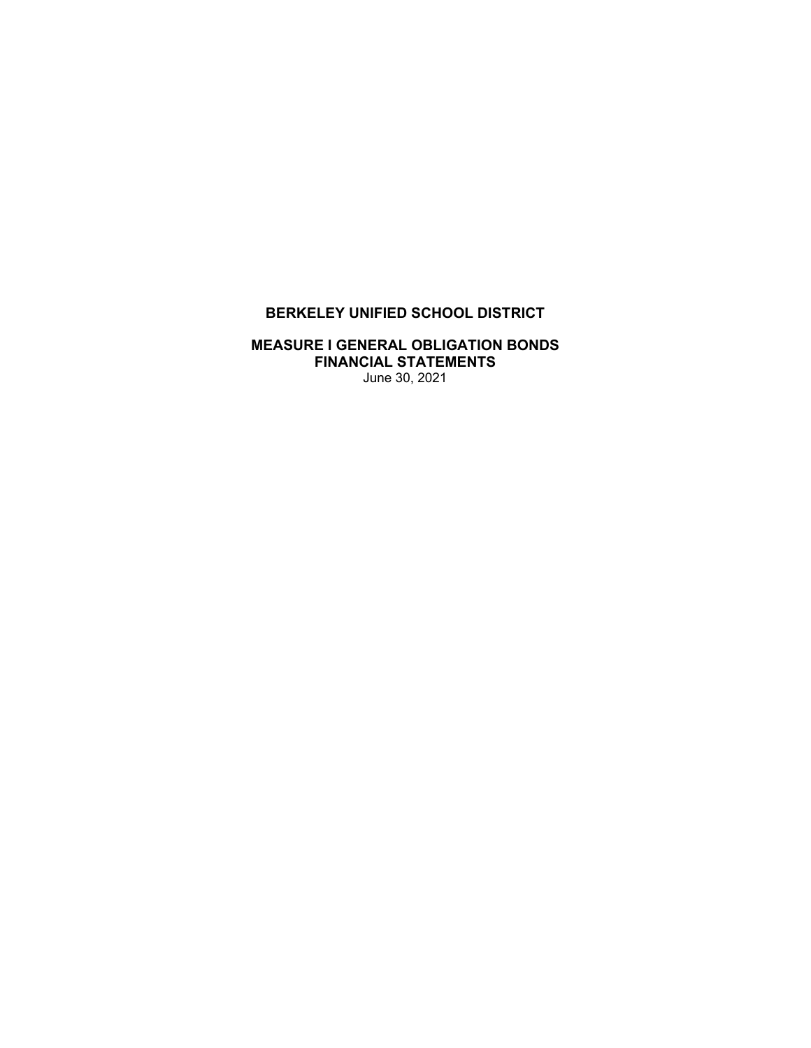# BERKELEY UNIFIED SCHOOL DISTRICT

## MEASURE I GENERAL OBLIGATION BONDS
## FINANCIAL STATEMENTS

June 30, 2021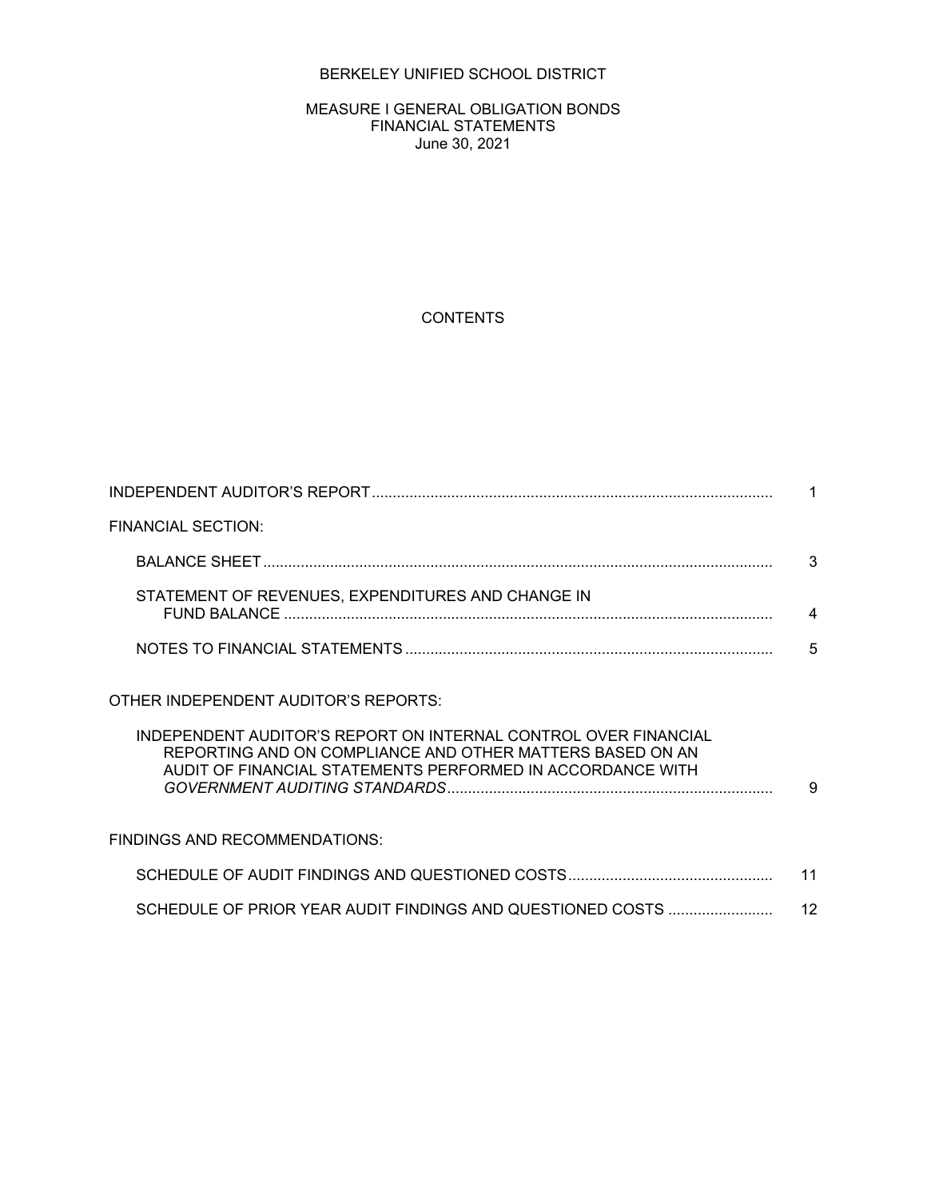BERKELEY UNIFIED SCHOOL DISTRICT

MEASURE I GENERAL OBLIGATION BONDS
FINANCIAL STATEMENTS
June 30, 2021

CONTENTS

| | |
|---|---|
| INDEPENDENT AUDITOR'S REPORT | 1 |
| FINANCIAL SECTION: | |
| BALANCE SHEET | 3 |
| STATEMENT OF REVENUES, EXPENDITURES AND CHANGE IN FUND BALANCE | 4 |
| NOTES TO FINANCIAL STATEMENTS | 5 |
| OTHER INDEPENDENT AUDITOR'S REPORTS: | |
| INDEPENDENT AUDITOR'S REPORT ON INTERNAL CONTROL OVER FINANCIAL REPORTING AND ON COMPLIANCE AND OTHER MATTERS BASED ON AN AUDIT OF FINANCIAL STATEMENTS PERFORMED IN ACCORDANCE WITH *GOVERNMENT AUDITING STANDARDS* | 9 |
| FINDINGS AND RECOMMENDATIONS: | |
| SCHEDULE OF AUDIT FINDINGS AND QUESTIONED COSTS | 11 |
| SCHEDULE OF PRIOR YEAR AUDIT FINDINGS AND QUESTIONED COSTS | 12 |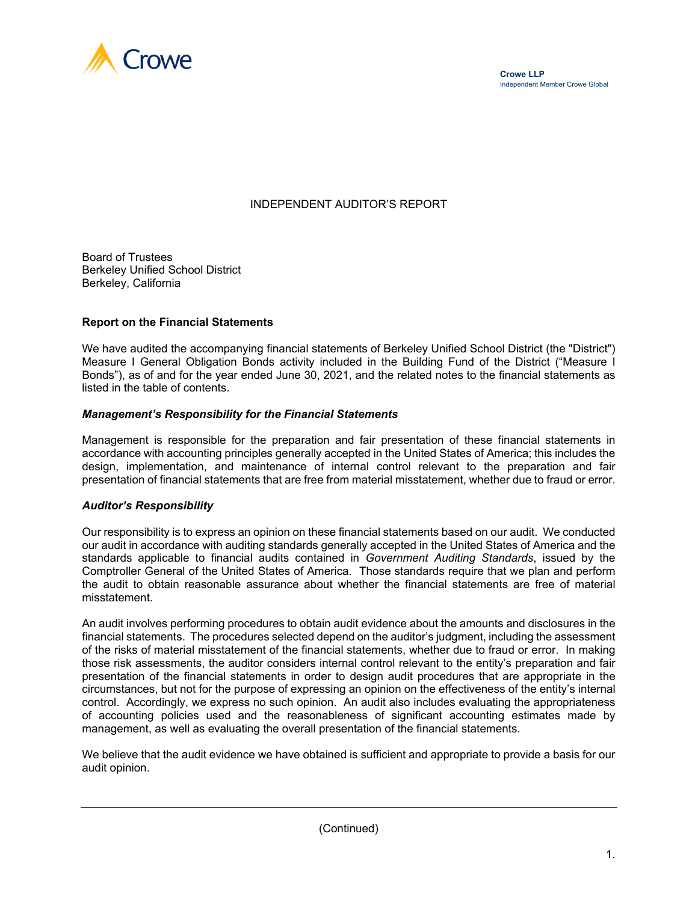Crowe LLP
Independent Member Crowe Global

# INDEPENDENT AUDITOR'S REPORT

Board of Trustees
Berkeley Unified School District
Berkeley, California

**Report on the Financial Statements**

We have audited the accompanying financial statements of Berkeley Unified School District (the "District") Measure I General Obligation Bonds activity included in the Building Fund of the District ("Measure I Bonds"), as of and for the year ended June 30, 2021, and the related notes to the financial statements as listed in the table of contents.

***Management's Responsibility for the Financial Statements***

Management is responsible for the preparation and fair presentation of these financial statements in accordance with accounting principles generally accepted in the United States of America; this includes the design, implementation, and maintenance of internal control relevant to the preparation and fair presentation of financial statements that are free from material misstatement, whether due to fraud or error.

***Auditor's Responsibility***

Our responsibility is to express an opinion on these financial statements based on our audit. We conducted our audit in accordance with auditing standards generally accepted in the United States of America and the standards applicable to financial audits contained in *Government Auditing Standards*, issued by the Comptroller General of the United States of America. Those standards require that we plan and perform the audit to obtain reasonable assurance about whether the financial statements are free of material misstatement.

An audit involves performing procedures to obtain audit evidence about the amounts and disclosures in the financial statements. The procedures selected depend on the auditor's judgment, including the assessment of the risks of material misstatement of the financial statements, whether due to fraud or error. In making those risk assessments, the auditor considers internal control relevant to the entity's preparation and fair presentation of the financial statements in order to design audit procedures that are appropriate in the circumstances, but not for the purpose of expressing an opinion on the effectiveness of the entity's internal control. Accordingly, we express no such opinion. An audit also includes evaluating the appropriateness of accounting policies used and the reasonableness of significant accounting estimates made by management, as well as evaluating the overall presentation of the financial statements.

We believe that the audit evidence we have obtained is sufficient and appropriate to provide a basis for our audit opinion.

(Continued)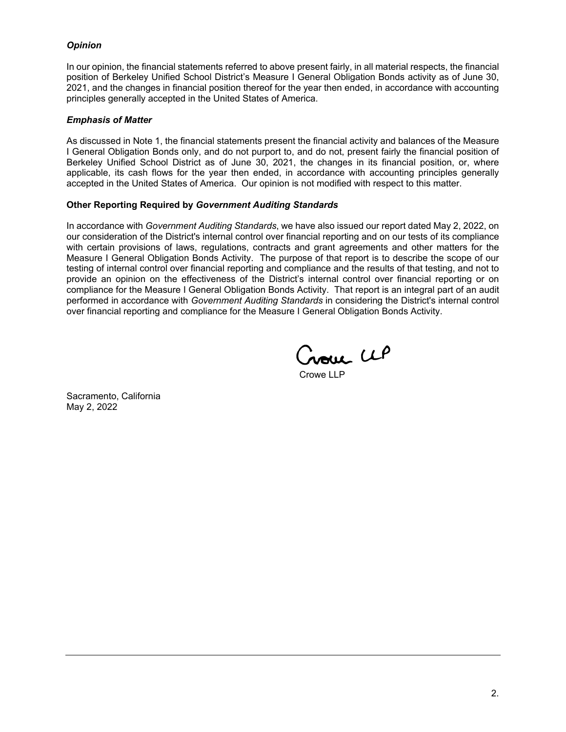### *Opinion*

In our opinion, the financial statements referred to above present fairly, in all material respects, the financial position of Berkeley Unified School District's Measure I General Obligation Bonds activity as of June 30, 2021, and the changes in financial position thereof for the year then ended, in accordance with accounting principles generally accepted in the United States of America.

### *Emphasis of Matter*

As discussed in Note 1, the financial statements present the financial activity and balances of the Measure I General Obligation Bonds only, and do not purport to, and do not, present fairly the financial position of Berkeley Unified School District as of June 30, 2021, the changes in its financial position, or, where applicable, its cash flows for the year then ended, in accordance with accounting principles generally accepted in the United States of America. Our opinion is not modified with respect to this matter.

### Other Reporting Required by *Government Auditing Standards*

In accordance with *Government Auditing Standards*, we have also issued our report dated May 2, 2022, on our consideration of the District's internal control over financial reporting and on our tests of its compliance with certain provisions of laws, regulations, contracts and grant agreements and other matters for the Measure I General Obligation Bonds Activity. The purpose of that report is to describe the scope of our testing of internal control over financial reporting and compliance and the results of that testing, and not to provide an opinion on the effectiveness of the District's internal control over financial reporting or on compliance for the Measure I General Obligation Bonds Activity. That report is an integral part of an audit performed in accordance with *Government Auditing Standards* in considering the District's internal control over financial reporting and compliance for the Measure I General Obligation Bonds Activity.

Crowe LLP

Crowe LLP

Sacramento, California
May 2, 2022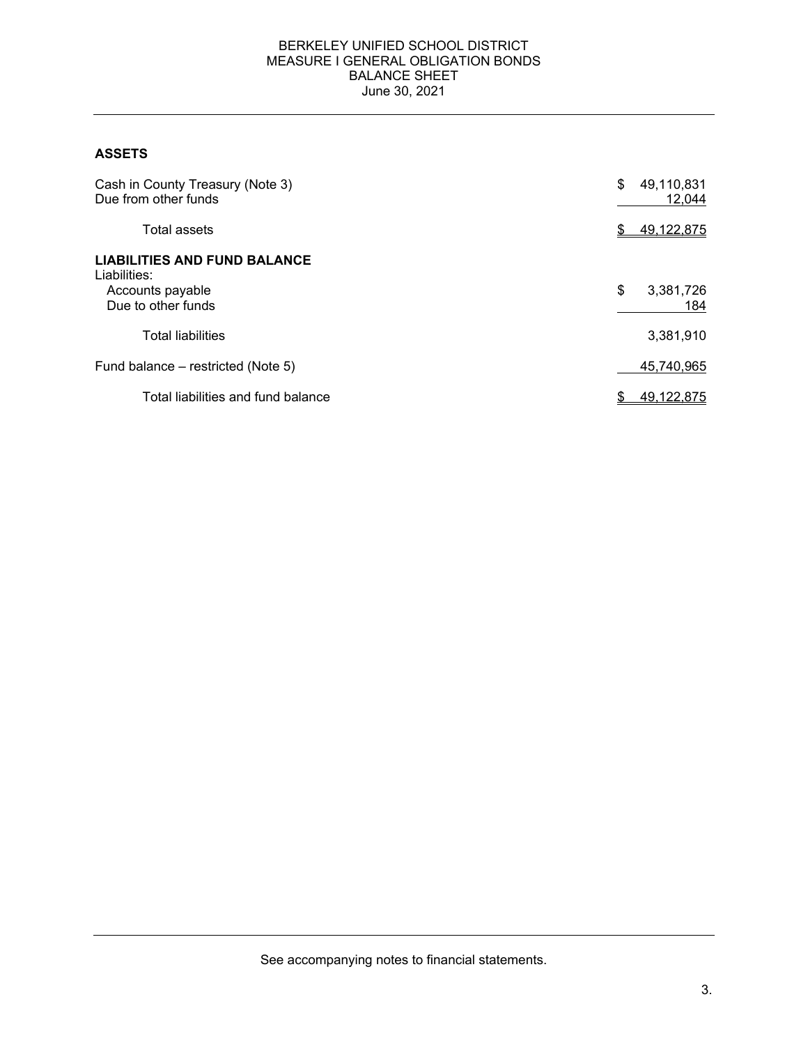BERKELEY UNIFIED SCHOOL DISTRICT
MEASURE I GENERAL OBLIGATION BONDS
BALANCE SHEET
June 30, 2021

| | |
|---|---|
| **ASSETS** | |
| Cash in County Treasury (Note 3) | $ 49,110,831 |
| Due from other funds | 12,044 |
| Total assets | $ 49,122,875 |
| **LIABILITIES AND FUND BALANCE** | |
| Liabilities: | |
| Accounts payable | $ 3,381,726 |
| Due to other funds | 184 |
| Total liabilities | 3,381,910 |
| Fund balance – restricted (Note 5) | 45,740,965 |
| Total liabilities and fund balance | $ 49,122,875 |

See accompanying notes to financial statements.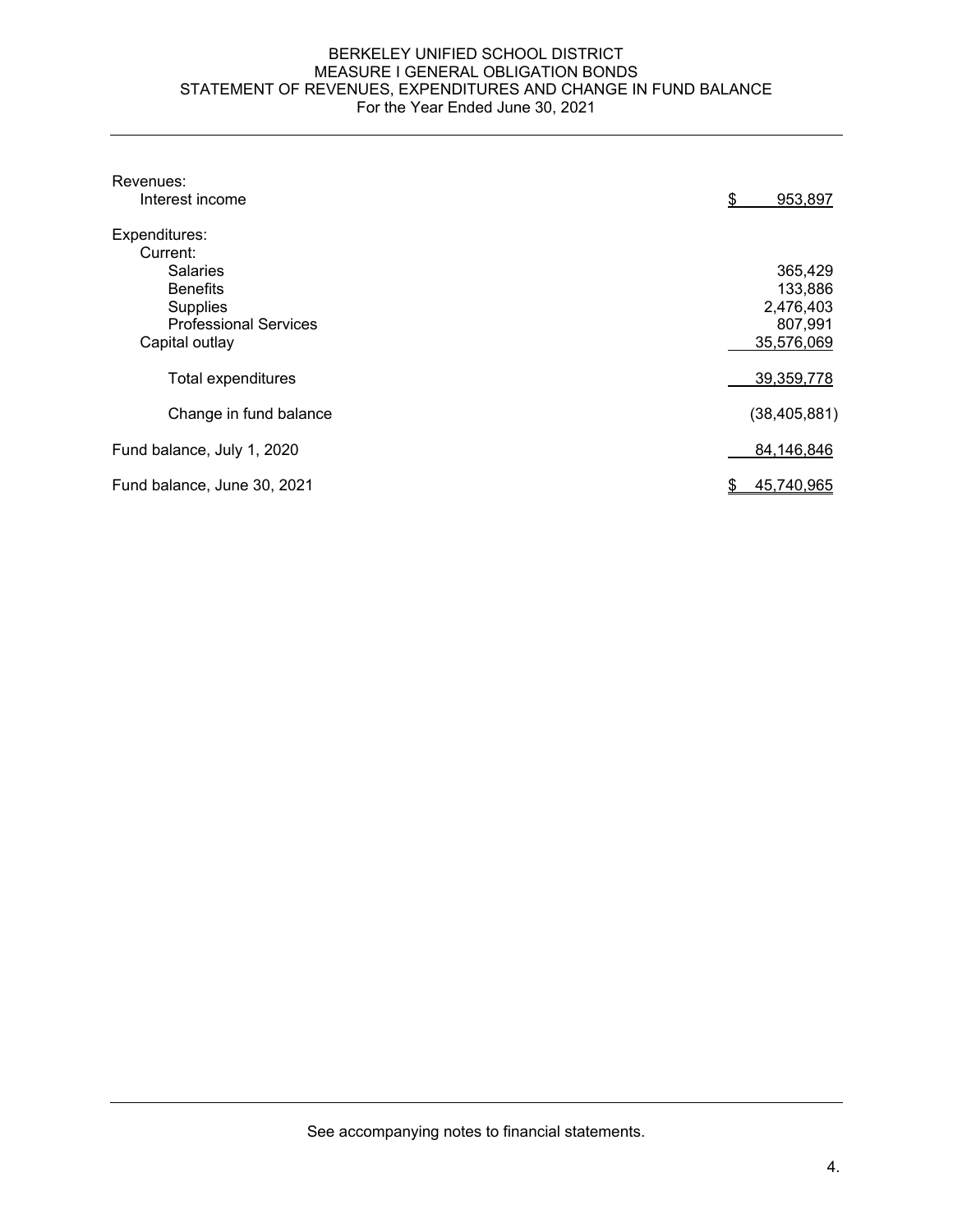BERKELEY UNIFIED SCHOOL DISTRICT
MEASURE I GENERAL OBLIGATION BONDS
STATEMENT OF REVENUES, EXPENDITURES AND CHANGE IN FUND BALANCE
For the Year Ended June 30, 2021

| | |
|---|---|
| Revenues: | |
| Interest income | $ 953,897 |
| Expenditures: | |
| Current: | |
| Salaries | 365,429 |
| Benefits | 133,886 |
| Supplies | 2,476,403 |
| Professional Services | 807,991 |
| Capital outlay | 35,576,069 |
| Total expenditures | 39,359,778 |
| Change in fund balance | (38,405,881) |
| Fund balance, July 1, 2020 | 84,146,846 |
| Fund balance, June 30, 2021 | $ 45,740,965 |

See accompanying notes to financial statements.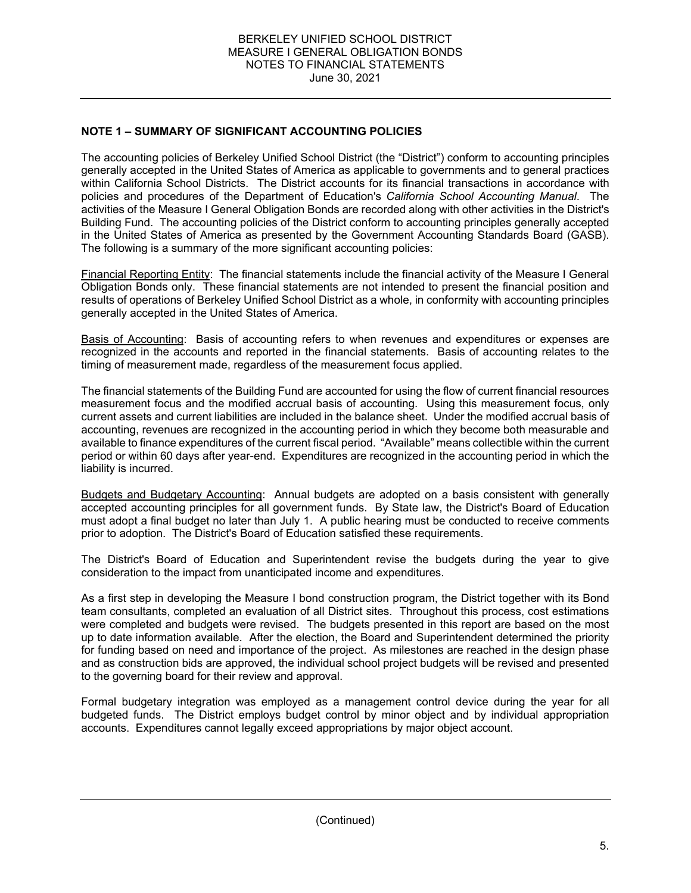## NOTE 1 – SUMMARY OF SIGNIFICANT ACCOUNTING POLICIES

The accounting policies of Berkeley Unified School District (the "District") conform to accounting principles generally accepted in the United States of America as applicable to governments and to general practices within California School Districts. The District accounts for its financial transactions in accordance with policies and procedures of the Department of Education's *California School Accounting Manual*. The activities of the Measure I General Obligation Bonds are recorded along with other activities in the District's Building Fund. The accounting policies of the District conform to accounting principles generally accepted in the United States of America as presented by the Government Accounting Standards Board (GASB). The following is a summary of the more significant accounting policies:

Financial Reporting Entity: The financial statements include the financial activity of the Measure I General Obligation Bonds only. These financial statements are not intended to present the financial position and results of operations of Berkeley Unified School District as a whole, in conformity with accounting principles generally accepted in the United States of America.

Basis of Accounting: Basis of accounting refers to when revenues and expenditures or expenses are recognized in the accounts and reported in the financial statements. Basis of accounting relates to the timing of measurement made, regardless of the measurement focus applied.

The financial statements of the Building Fund are accounted for using the flow of current financial resources measurement focus and the modified accrual basis of accounting. Using this measurement focus, only current assets and current liabilities are included in the balance sheet. Under the modified accrual basis of accounting, revenues are recognized in the accounting period in which they become both measurable and available to finance expenditures of the current fiscal period. "Available" means collectible within the current period or within 60 days after year-end. Expenditures are recognized in the accounting period in which the liability is incurred.

Budgets and Budgetary Accounting: Annual budgets are adopted on a basis consistent with generally accepted accounting principles for all government funds. By State law, the District's Board of Education must adopt a final budget no later than July 1. A public hearing must be conducted to receive comments prior to adoption. The District's Board of Education satisfied these requirements.

The District's Board of Education and Superintendent revise the budgets during the year to give consideration to the impact from unanticipated income and expenditures.

As a first step in developing the Measure I bond construction program, the District together with its Bond team consultants, completed an evaluation of all District sites. Throughout this process, cost estimations were completed and budgets were revised. The budgets presented in this report are based on the most up to date information available. After the election, the Board and Superintendent determined the priority for funding based on need and importance of the project. As milestones are reached in the design phase and as construction bids are approved, the individual school project budgets will be revised and presented to the governing board for their review and approval.

Formal budgetary integration was employed as a management control device during the year for all budgeted funds. The District employs budget control by minor object and by individual appropriation accounts. Expenditures cannot legally exceed appropriations by major object account.

(Continued)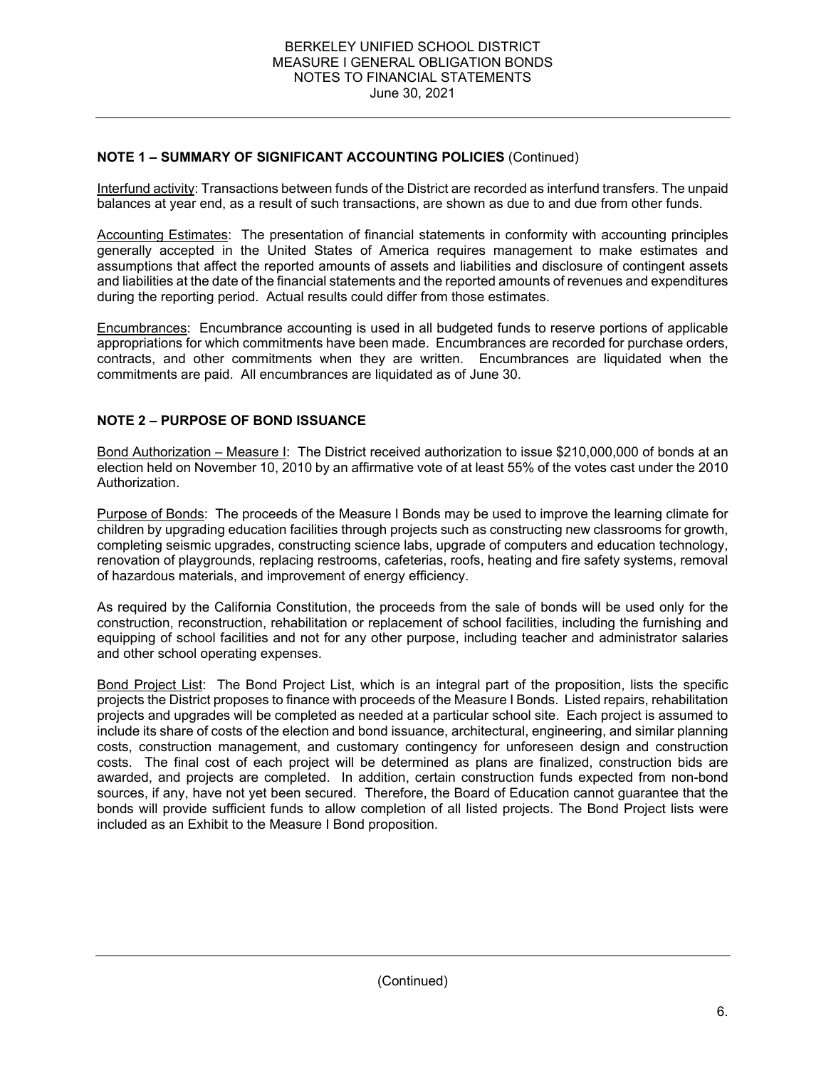**NOTE 1 – SUMMARY OF SIGNIFICANT ACCOUNTING POLICIES** (Continued)

Interfund activity: Transactions between funds of the District are recorded as interfund transfers. The unpaid balances at year end, as a result of such transactions, are shown as due to and due from other funds.

Accounting Estimates: The presentation of financial statements in conformity with accounting principles generally accepted in the United States of America requires management to make estimates and assumptions that affect the reported amounts of assets and liabilities and disclosure of contingent assets and liabilities at the date of the financial statements and the reported amounts of revenues and expenditures during the reporting period. Actual results could differ from those estimates.

Encumbrances: Encumbrance accounting is used in all budgeted funds to reserve portions of applicable appropriations for which commitments have been made. Encumbrances are recorded for purchase orders, contracts, and other commitments when they are written. Encumbrances are liquidated when the commitments are paid. All encumbrances are liquidated as of June 30.

**NOTE 2 – PURPOSE OF BOND ISSUANCE**

Bond Authorization – Measure I: The District received authorization to issue $210,000,000 of bonds at an election held on November 10, 2010 by an affirmative vote of at least 55% of the votes cast under the 2010 Authorization.

Purpose of Bonds: The proceeds of the Measure I Bonds may be used to improve the learning climate for children by upgrading education facilities through projects such as constructing new classrooms for growth, completing seismic upgrades, constructing science labs, upgrade of computers and education technology, renovation of playgrounds, replacing restrooms, cafeterias, roofs, heating and fire safety systems, removal of hazardous materials, and improvement of energy efficiency.

As required by the California Constitution, the proceeds from the sale of bonds will be used only for the construction, reconstruction, rehabilitation or replacement of school facilities, including the furnishing and equipping of school facilities and not for any other purpose, including teacher and administrator salaries and other school operating expenses.

Bond Project List: The Bond Project List, which is an integral part of the proposition, lists the specific projects the District proposes to finance with proceeds of the Measure I Bonds. Listed repairs, rehabilitation projects and upgrades will be completed as needed at a particular school site. Each project is assumed to include its share of costs of the election and bond issuance, architectural, engineering, and similar planning costs, construction management, and customary contingency for unforeseen design and construction costs. The final cost of each project will be determined as plans are finalized, construction bids are awarded, and projects are completed. In addition, certain construction funds expected from non-bond sources, if any, have not yet been secured. Therefore, the Board of Education cannot guarantee that the bonds will provide sufficient funds to allow completion of all listed projects. The Bond Project lists were included as an Exhibit to the Measure I Bond proposition.

(Continued)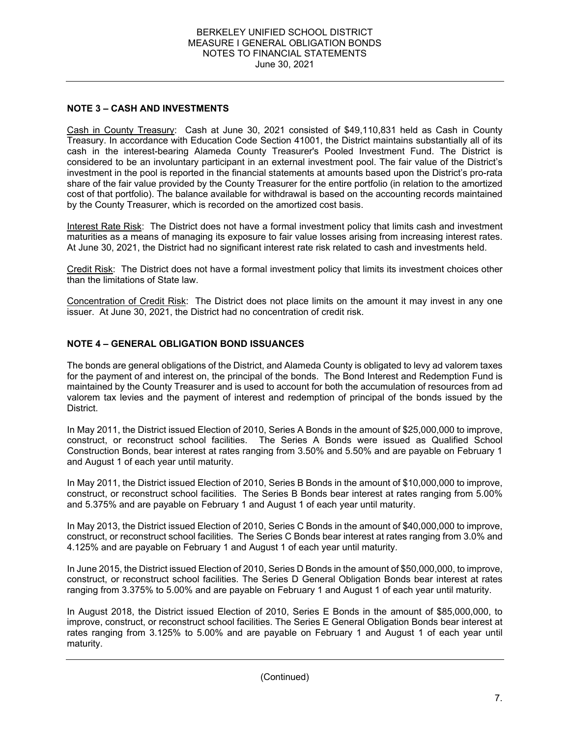## NOTE 3 – CASH AND INVESTMENTS

Cash in County Treasury: Cash at June 30, 2021 consisted of $49,110,831 held as Cash in County Treasury. In accordance with Education Code Section 41001, the District maintains substantially all of its cash in the interest-bearing Alameda County Treasurer's Pooled Investment Fund. The District is considered to be an involuntary participant in an external investment pool. The fair value of the District's investment in the pool is reported in the financial statements at amounts based upon the District's pro-rata share of the fair value provided by the County Treasurer for the entire portfolio (in relation to the amortized cost of that portfolio). The balance available for withdrawal is based on the accounting records maintained by the County Treasurer, which is recorded on the amortized cost basis.

Interest Rate Risk: The District does not have a formal investment policy that limits cash and investment maturities as a means of managing its exposure to fair value losses arising from increasing interest rates. At June 30, 2021, the District had no significant interest rate risk related to cash and investments held.

Credit Risk: The District does not have a formal investment policy that limits its investment choices other than the limitations of State law.

Concentration of Credit Risk: The District does not place limits on the amount it may invest in any one issuer. At June 30, 2021, the District had no concentration of credit risk.

## NOTE 4 – GENERAL OBLIGATION BOND ISSUANCES

The bonds are general obligations of the District, and Alameda County is obligated to levy ad valorem taxes for the payment of and interest on, the principal of the bonds. The Bond Interest and Redemption Fund is maintained by the County Treasurer and is used to account for both the accumulation of resources from ad valorem tax levies and the payment of interest and redemption of principal of the bonds issued by the District.

In May 2011, the District issued Election of 2010, Series A Bonds in the amount of $25,000,000 to improve, construct, or reconstruct school facilities. The Series A Bonds were issued as Qualified School Construction Bonds, bear interest at rates ranging from 3.50% and 5.50% and are payable on February 1 and August 1 of each year until maturity.

In May 2011, the District issued Election of 2010, Series B Bonds in the amount of $10,000,000 to improve, construct, or reconstruct school facilities. The Series B Bonds bear interest at rates ranging from 5.00% and 5.375% and are payable on February 1 and August 1 of each year until maturity.

In May 2013, the District issued Election of 2010, Series C Bonds in the amount of $40,000,000 to improve, construct, or reconstruct school facilities. The Series C Bonds bear interest at rates ranging from 3.0% and 4.125% and are payable on February 1 and August 1 of each year until maturity.

In June 2015, the District issued Election of 2010, Series D Bonds in the amount of $50,000,000, to improve, construct, or reconstruct school facilities. The Series D General Obligation Bonds bear interest at rates ranging from 3.375% to 5.00% and are payable on February 1 and August 1 of each year until maturity.

In August 2018, the District issued Election of 2010, Series E Bonds in the amount of $85,000,000, to improve, construct, or reconstruct school facilities. The Series E General Obligation Bonds bear interest at rates ranging from 3.125% to 5.00% and are payable on February 1 and August 1 of each year until maturity.

(Continued)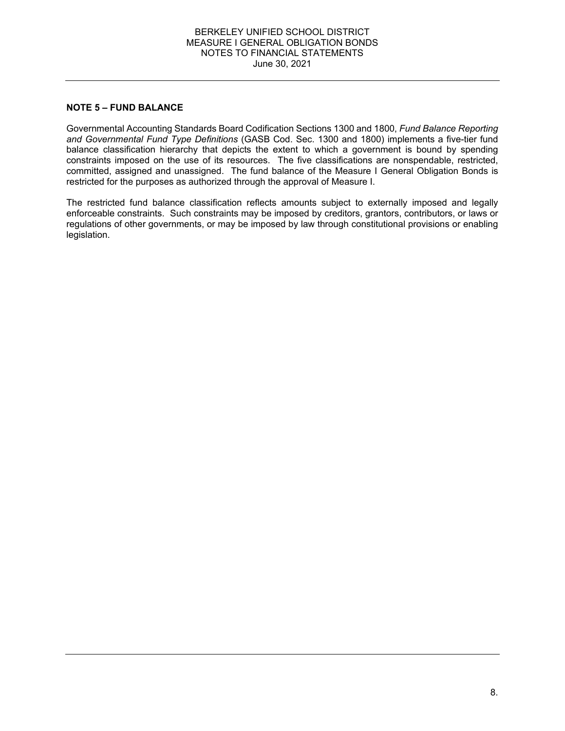## NOTE 5 – FUND BALANCE

Governmental Accounting Standards Board Codification Sections 1300 and 1800, *Fund Balance Reporting and Governmental Fund Type Definitions* (GASB Cod. Sec. 1300 and 1800) implements a five-tier fund balance classification hierarchy that depicts the extent to which a government is bound by spending constraints imposed on the use of its resources. The five classifications are nonspendable, restricted, committed, assigned and unassigned. The fund balance of the Measure I General Obligation Bonds is restricted for the purposes as authorized through the approval of Measure I.

The restricted fund balance classification reflects amounts subject to externally imposed and legally enforceable constraints. Such constraints may be imposed by creditors, grantors, contributors, or laws or regulations of other governments, or may be imposed by law through constitutional provisions or enabling legislation.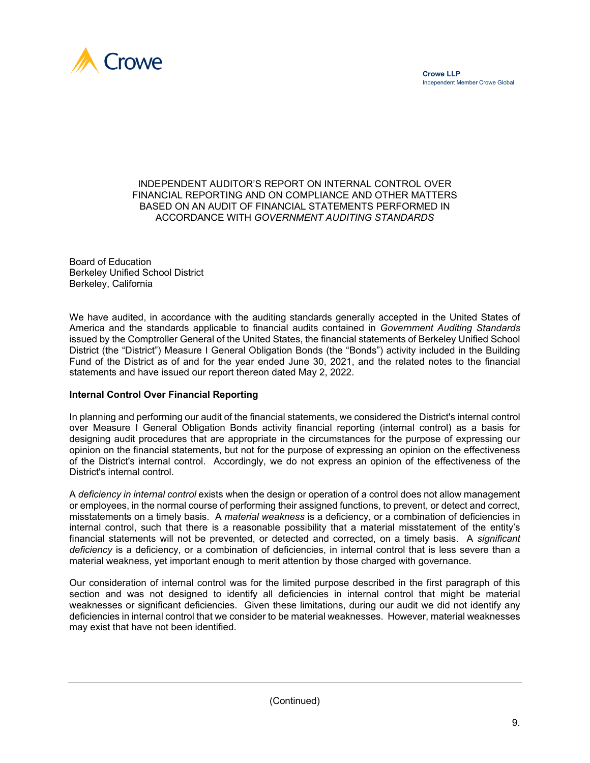Crowe

**Crowe LLP**
Independent Member Crowe Global

# INDEPENDENT AUDITOR'S REPORT ON INTERNAL CONTROL OVER FINANCIAL REPORTING AND ON COMPLIANCE AND OTHER MATTERS BASED ON AN AUDIT OF FINANCIAL STATEMENTS PERFORMED IN ACCORDANCE WITH *GOVERNMENT AUDITING STANDARDS*

Board of Education
Berkeley Unified School District
Berkeley, California

We have audited, in accordance with the auditing standards generally accepted in the United States of America and the standards applicable to financial audits contained in *Government Auditing Standards* issued by the Comptroller General of the United States, the financial statements of Berkeley Unified School District (the "District") Measure I General Obligation Bonds (the "Bonds") activity included in the Building Fund of the District as of and for the year ended June 30, 2021, and the related notes to the financial statements and have issued our report thereon dated May 2, 2022.

## Internal Control Over Financial Reporting

In planning and performing our audit of the financial statements, we considered the District's internal control over Measure I General Obligation Bonds activity financial reporting (internal control) as a basis for designing audit procedures that are appropriate in the circumstances for the purpose of expressing our opinion on the financial statements, but not for the purpose of expressing an opinion on the effectiveness of the District's internal control. Accordingly, we do not express an opinion of the effectiveness of the District's internal control.

A *deficiency in internal control* exists when the design or operation of a control does not allow management or employees, in the normal course of performing their assigned functions, to prevent, or detect and correct, misstatements on a timely basis. A *material weakness* is a deficiency, or a combination of deficiencies in internal control, such that there is a reasonable possibility that a material misstatement of the entity's financial statements will not be prevented, or detected and corrected, on a timely basis. A *significant deficiency* is a deficiency, or a combination of deficiencies, in internal control that is less severe than a material weakness, yet important enough to merit attention by those charged with governance.

Our consideration of internal control was for the limited purpose described in the first paragraph of this section and was not designed to identify all deficiencies in internal control that might be material weaknesses or significant deficiencies. Given these limitations, during our audit we did not identify any deficiencies in internal control that we consider to be material weaknesses. However, material weaknesses may exist that have not been identified.

(Continued)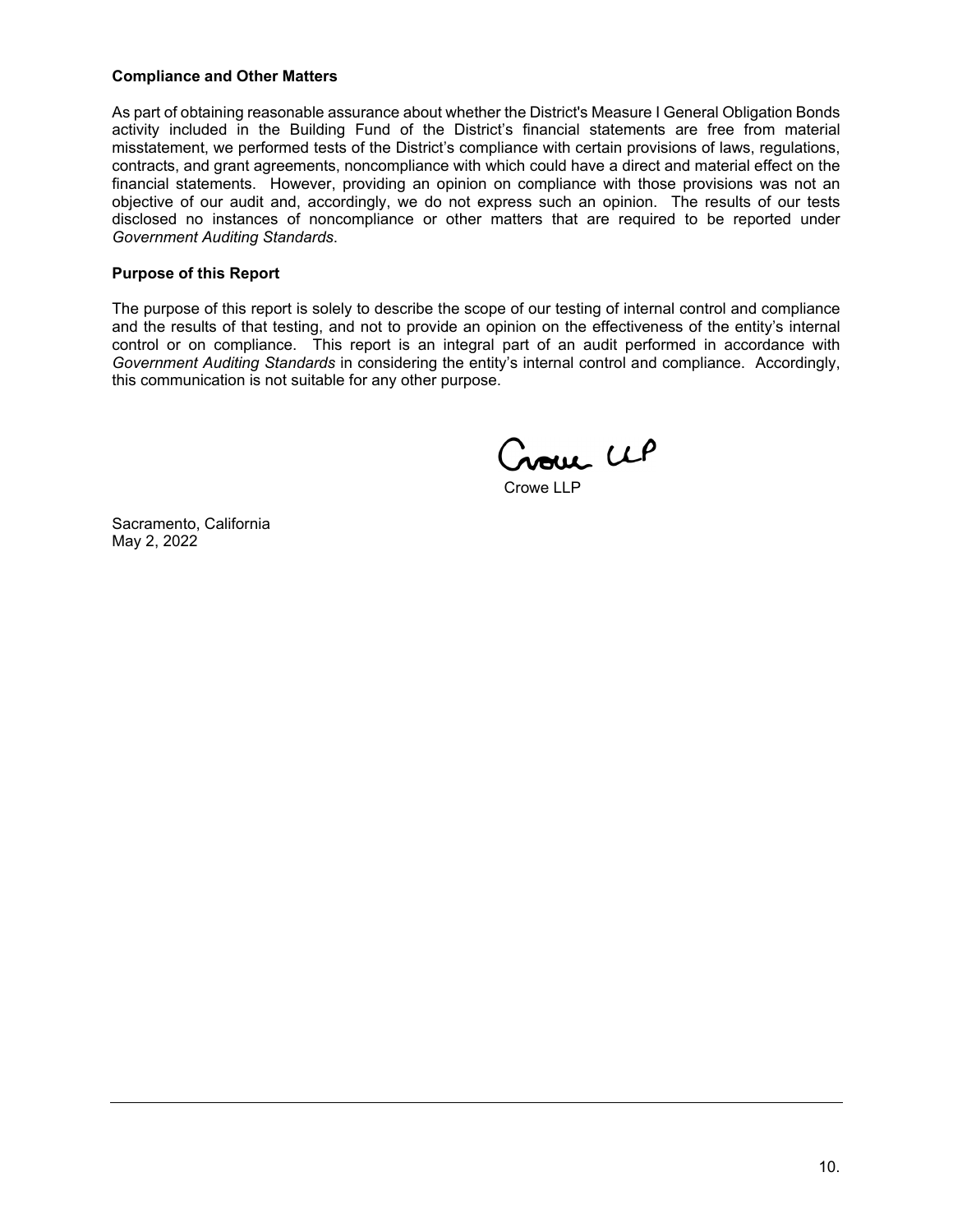**Compliance and Other Matters**

As part of obtaining reasonable assurance about whether the District's Measure I General Obligation Bonds activity included in the Building Fund of the District's financial statements are free from material misstatement, we performed tests of the District's compliance with certain provisions of laws, regulations, contracts, and grant agreements, noncompliance with which could have a direct and material effect on the financial statements. However, providing an opinion on compliance with those provisions was not an objective of our audit and, accordingly, we do not express such an opinion. The results of our tests disclosed no instances of noncompliance or other matters that are required to be reported under *Government Auditing Standards*.

**Purpose of this Report**

The purpose of this report is solely to describe the scope of our testing of internal control and compliance and the results of that testing, and not to provide an opinion on the effectiveness of the entity's internal control or on compliance. This report is an integral part of an audit performed in accordance with *Government Auditing Standards* in considering the entity's internal control and compliance. Accordingly, this communication is not suitable for any other purpose.

Crowe LLP

Sacramento, California
May 2, 2022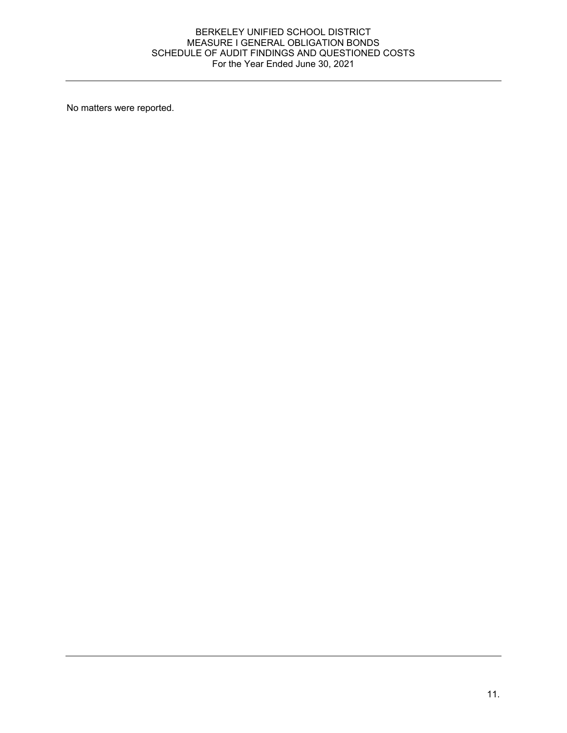# BERKELEY UNIFIED SCHOOL DISTRICT
## MEASURE I GENERAL OBLIGATION BONDS
## SCHEDULE OF AUDIT FINDINGS AND QUESTIONED COSTS
### For the Year Ended June 30, 2021

No matters were reported.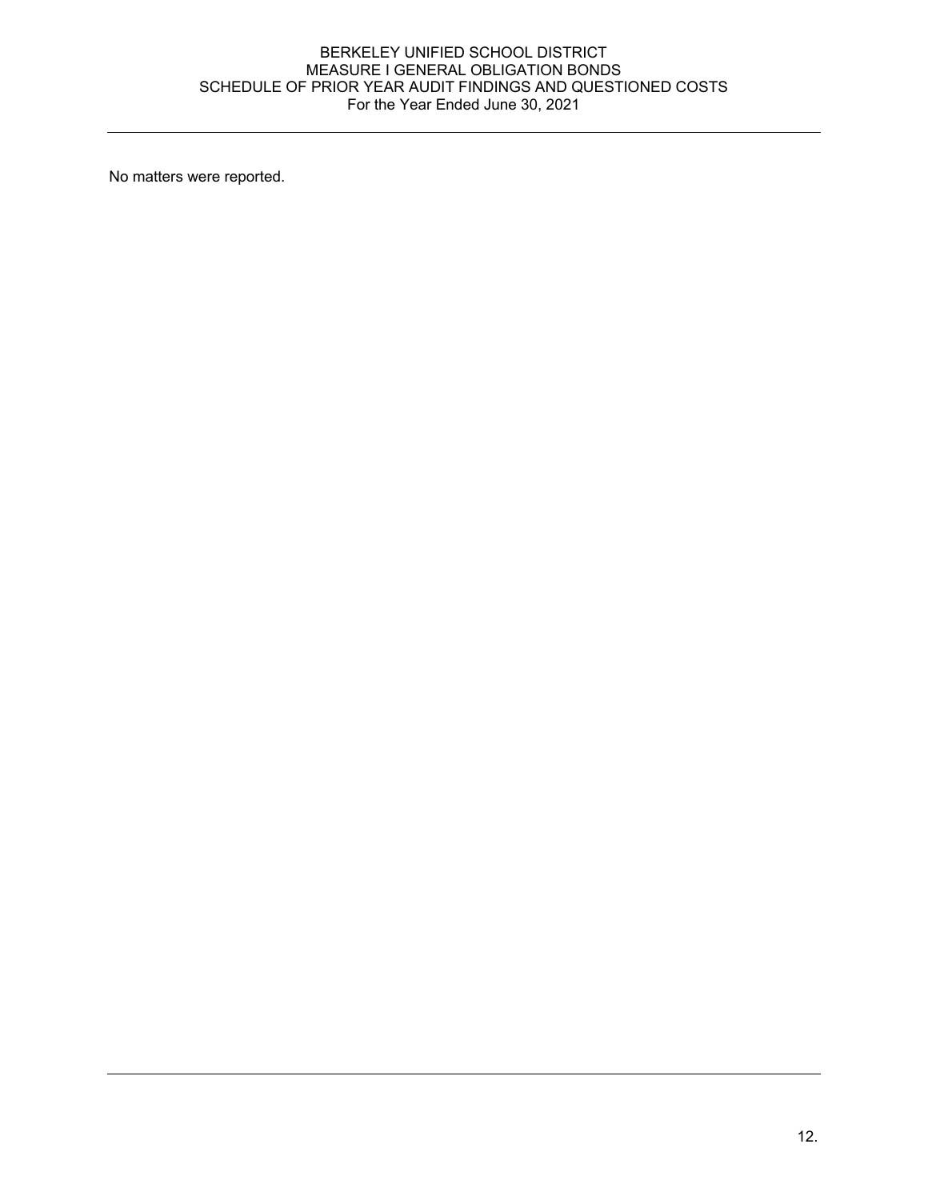BERKELEY UNIFIED SCHOOL DISTRICT
MEASURE I GENERAL OBLIGATION BONDS
SCHEDULE OF PRIOR YEAR AUDIT FINDINGS AND QUESTIONED COSTS
For the Year Ended June 30, 2021

No matters were reported.